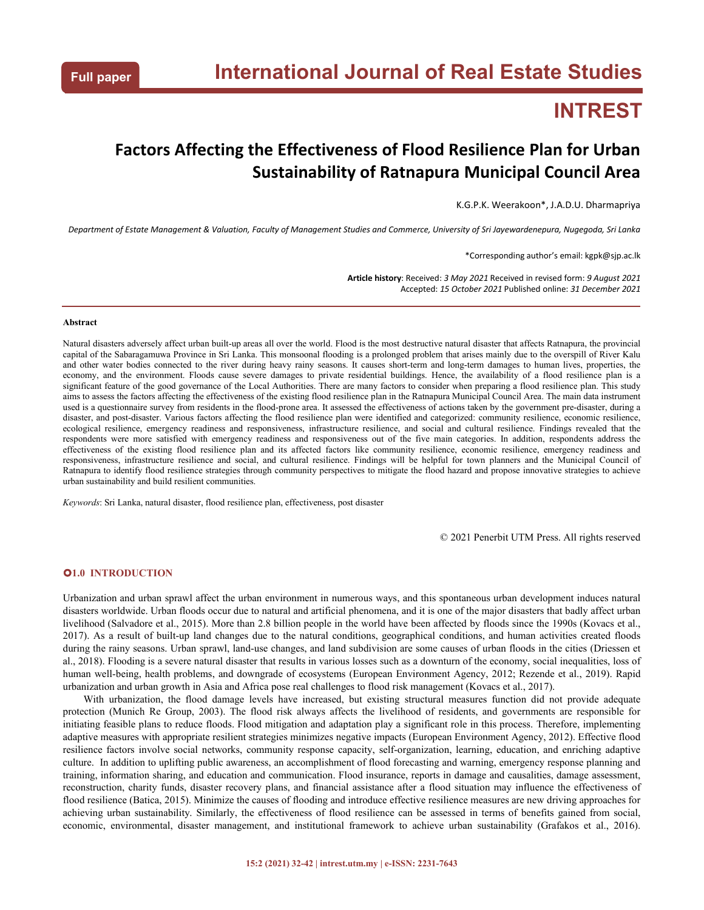Full paper

# International Journal of Real Estate Studies

# INTREST

## Factors Affecting the Effectiveness of Flood Resilience Plan for Urban Sustainability of Ratnapura Municipal Council Area

K.G.P.K. Weerakoon*, J.A.D.U. Dharmapriya

*Department of Estate Management & Valuation, Faculty of Management Studies and Commerce, University of Sri Jayewardenepura, Nugegoda, Sri Lanka*

*Corresponding author's email: kgpk@sjp.ac.lk

**Article history**: Received: *3 May 2021* Received in revised form: *9 August 2021*
Accepted: *15 October 2021* Published online: *31 December 2021*

---

**Abstract**

Natural disasters adversely affect urban built-up areas all over the world. Flood is the most destructive natural disaster that affects Ratnapura, the provincial capital of the Sabaragamuwa Province in Sri Lanka. This monsoonal flooding is a prolonged problem that arises mainly due to the overspill of River Kalu and other water bodies connected to the river during heavy rainy seasons. It causes short-term and long-term damages to human lives, properties, the economy, and the environment. Floods cause severe damages to private residential buildings. Hence, the availability of a flood resilience plan is a significant feature of the good governance of the Local Authorities. There are many factors to consider when preparing a flood resilience plan. This study aims to assess the factors affecting the effectiveness of the existing flood resilience plan in the Ratnapura Municipal Council Area. The main data instrument used is a questionnaire survey from residents in the flood-prone area. It assessed the effectiveness of actions taken by the government pre-disaster, during a disaster, and post-disaster. Various factors affecting the flood resilience plan were identified and categorized: community resilience, economic resilience, ecological resilience, emergency readiness and responsiveness, infrastructure resilience, and social and cultural resilience. Findings revealed that the respondents were more satisfied with emergency readiness and responsiveness out of the five main categories. In addition, respondents address the effectiveness of the existing flood resilience plan and its affected factors like community resilience, economic resilience, emergency readiness and responsiveness, infrastructure resilience and social, and cultural resilience. Findings will be helpful for town planners and the Municipal Council of Ratnapura to identify flood resilience strategies through community perspectives to mitigate the flood hazard and propose innovative strategies to achieve urban sustainability and build resilient communities.

*Keywords*: Sri Lanka, natural disaster, flood resilience plan, effectiveness, post disaster

© 2021 Penerbit UTM Press. All rights reserved

## 1.0 INTRODUCTION

Urbanization and urban sprawl affect the urban environment in numerous ways, and this spontaneous urban development induces natural disasters worldwide. Urban floods occur due to natural and artificial phenomena, and it is one of the major disasters that badly affect urban livelihood (Salvadore et al., 2015). More than 2.8 billion people in the world have been affected by floods since the 1990s (Kovacs et al., 2017). As a result of built-up land changes due to the natural conditions, geographical conditions, and human activities created floods during the rainy seasons. Urban sprawl, land-use changes, and land subdivision are some causes of urban floods in the cities (Driessen et al., 2018). Flooding is a severe natural disaster that results in various losses such as a downturn of the economy, social inequalities, loss of human well-being, health problems, and downgrade of ecosystems (European Environment Agency, 2012; Rezende et al., 2019). Rapid urbanization and urban growth in Asia and Africa pose real challenges to flood risk management (Kovacs et al., 2017).

With urbanization, the flood damage levels have increased, but existing structural measures function did not provide adequate protection (Munich Re Group, 2003). The flood risk always affects the livelihood of residents, and governments are responsible for initiating feasible plans to reduce floods. Flood mitigation and adaptation play a significant role in this process. Therefore, implementing adaptive measures with appropriate resilient strategies minimizes negative impacts (European Environment Agency, 2012). Effective flood resilience factors involve social networks, community response capacity, self-organization, learning, education, and enriching adaptive culture. In addition to uplifting public awareness, an accomplishment of flood forecasting and warning, emergency response planning and training, information sharing, and education and communication. Flood insurance, reports in damage and causalities, damage assessment, reconstruction, charity funds, disaster recovery plans, and financial assistance after a flood situation may influence the effectiveness of flood resilience (Batica, 2015). Minimize the causes of flooding and introduce effective resilience measures are new driving approaches for achieving urban sustainability. Similarly, the effectiveness of flood resilience can be assessed in terms of benefits gained from social, economic, environmental, disaster management, and institutional framework to achieve urban sustainability (Grafakos et al., 2016).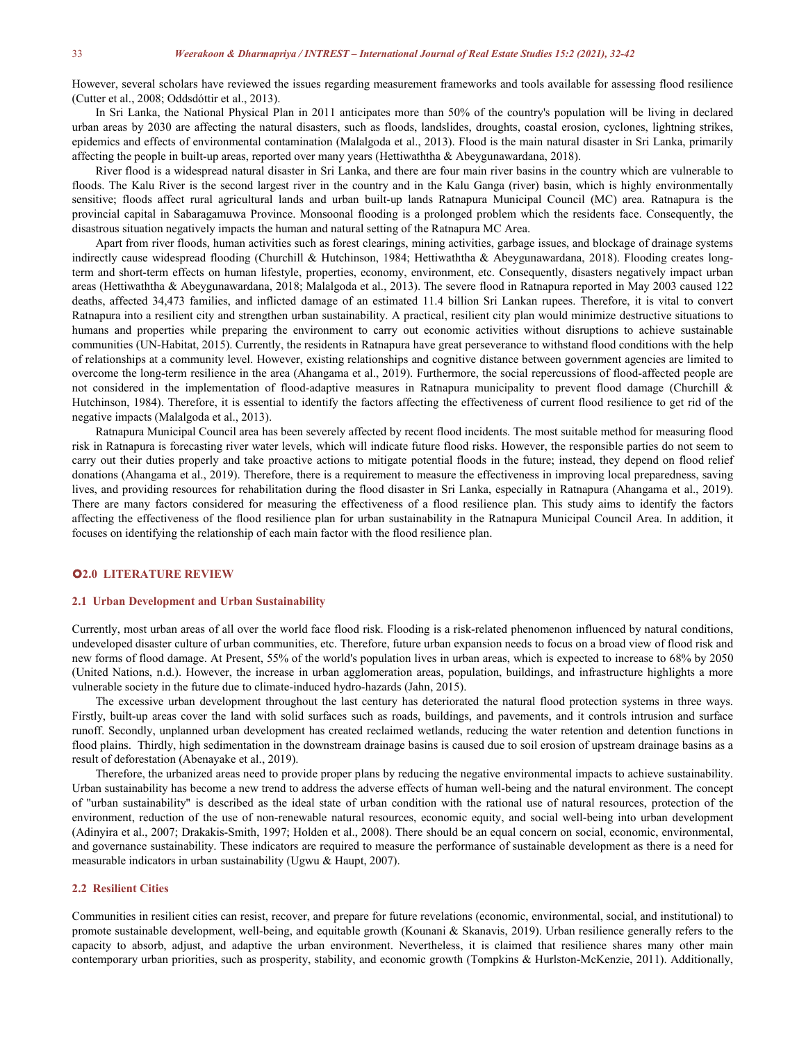However, several scholars have reviewed the issues regarding measurement frameworks and tools available for assessing flood resilience (Cutter et al., 2008; Oddsdóttir et al., 2013).

In Sri Lanka, the National Physical Plan in 2011 anticipates more than 50% of the country's population will be living in declared urban areas by 2030 are affecting the natural disasters, such as floods, landslides, droughts, coastal erosion, cyclones, lightning strikes, epidemics and effects of environmental contamination (Malalgoda et al., 2013). Flood is the main natural disaster in Sri Lanka, primarily affecting the people in built-up areas, reported over many years (Hettiwaththa & Abeygunawardana, 2018).

River flood is a widespread natural disaster in Sri Lanka, and there are four main river basins in the country which are vulnerable to floods. The Kalu River is the second largest river in the country and in the Kalu Ganga (river) basin, which is highly environmentally sensitive; floods affect rural agricultural lands and urban built-up lands Ratnapura Municipal Council (MC) area. Ratnapura is the provincial capital in Sabaragamuwa Province. Monsoonal flooding is a prolonged problem which the residents face. Consequently, the disastrous situation negatively impacts the human and natural setting of the Ratnapura MC Area.

Apart from river floods, human activities such as forest clearings, mining activities, garbage issues, and blockage of drainage systems indirectly cause widespread flooding (Churchill & Hutchinson, 1984; Hettiwaththa & Abeygunawardana, 2018). Flooding creates long-term and short-term effects on human lifestyle, properties, economy, environment, etc. Consequently, disasters negatively impact urban areas (Hettiwaththa & Abeygunawardana, 2018; Malalgoda et al., 2013). The severe flood in Ratnapura reported in May 2003 caused 122 deaths, affected 34,473 families, and inflicted damage of an estimated 11.4 billion Sri Lankan rupees. Therefore, it is vital to convert Ratnapura into a resilient city and strengthen urban sustainability. A practical, resilient city plan would minimize destructive situations to humans and properties while preparing the environment to carry out economic activities without disruptions to achieve sustainable communities (UN-Habitat, 2015). Currently, the residents in Ratnapura have great perseverance to withstand flood conditions with the help of relationships at a community level. However, existing relationships and cognitive distance between government agencies are limited to overcome the long-term resilience in the area (Ahangama et al., 2019). Furthermore, the social repercussions of flood-affected people are not considered in the implementation of flood-adaptive measures in Ratnapura municipality to prevent flood damage (Churchill & Hutchinson, 1984). Therefore, it is essential to identify the factors affecting the effectiveness of current flood resilience to get rid of the negative impacts (Malalgoda et al., 2013).

Ratnapura Municipal Council area has been severely affected by recent flood incidents. The most suitable method for measuring flood risk in Ratnapura is forecasting river water levels, which will indicate future flood risks. However, the responsible parties do not seem to carry out their duties properly and take proactive actions to mitigate potential floods in the future; instead, they depend on flood relief donations (Ahangama et al., 2019). Therefore, there is a requirement to measure the effectiveness in improving local preparedness, saving lives, and providing resources for rehabilitation during the flood disaster in Sri Lanka, especially in Ratnapura (Ahangama et al., 2019). There are many factors considered for measuring the effectiveness of a flood resilience plan. This study aims to identify the factors affecting the effectiveness of the flood resilience plan for urban sustainability in the Ratnapura Municipal Council Area. In addition, it focuses on identifying the relationship of each main factor with the flood resilience plan.

## 2.0 LITERATURE REVIEW

### 2.1 Urban Development and Urban Sustainability

Currently, most urban areas of all over the world face flood risk. Flooding is a risk-related phenomenon influenced by natural conditions, undeveloped disaster culture of urban communities, etc. Therefore, future urban expansion needs to focus on a broad view of flood risk and new forms of flood damage. At Present, 55% of the world's population lives in urban areas, which is expected to increase to 68% by 2050 (United Nations, n.d.). However, the increase in urban agglomeration areas, population, buildings, and infrastructure highlights a more vulnerable society in the future due to climate-induced hydro-hazards (Jahn, 2015).

The excessive urban development throughout the last century has deteriorated the natural flood protection systems in three ways. Firstly, built-up areas cover the land with solid surfaces such as roads, buildings, and pavements, and it controls intrusion and surface runoff. Secondly, unplanned urban development has created reclaimed wetlands, reducing the water retention and detention functions in flood plains. Thirdly, high sedimentation in the downstream drainage basins is caused due to soil erosion of upstream drainage basins as a result of deforestation (Abenayake et al., 2019).

Therefore, the urbanized areas need to provide proper plans by reducing the negative environmental impacts to achieve sustainability. Urban sustainability has become a new trend to address the adverse effects of human well-being and the natural environment. The concept of "urban sustainability" is described as the ideal state of urban condition with the rational use of natural resources, protection of the environment, reduction of the use of non-renewable natural resources, economic equity, and social well-being into urban development (Adinyira et al., 2007; Drakakis-Smith, 1997; Holden et al., 2008). There should be an equal concern on social, economic, environmental, and governance sustainability. These indicators are required to measure the performance of sustainable development as there is a need for measurable indicators in urban sustainability (Ugwu & Haupt, 2007).

### 2.2 Resilient Cities

Communities in resilient cities can resist, recover, and prepare for future revelations (economic, environmental, social, and institutional) to promote sustainable development, well-being, and equitable growth (Kounani & Skanavis, 2019). Urban resilience generally refers to the capacity to absorb, adjust, and adaptive the urban environment. Nevertheless, it is claimed that resilience shares many other main contemporary urban priorities, such as prosperity, stability, and economic growth (Tompkins & Hurlston-McKenzie, 2011). Additionally,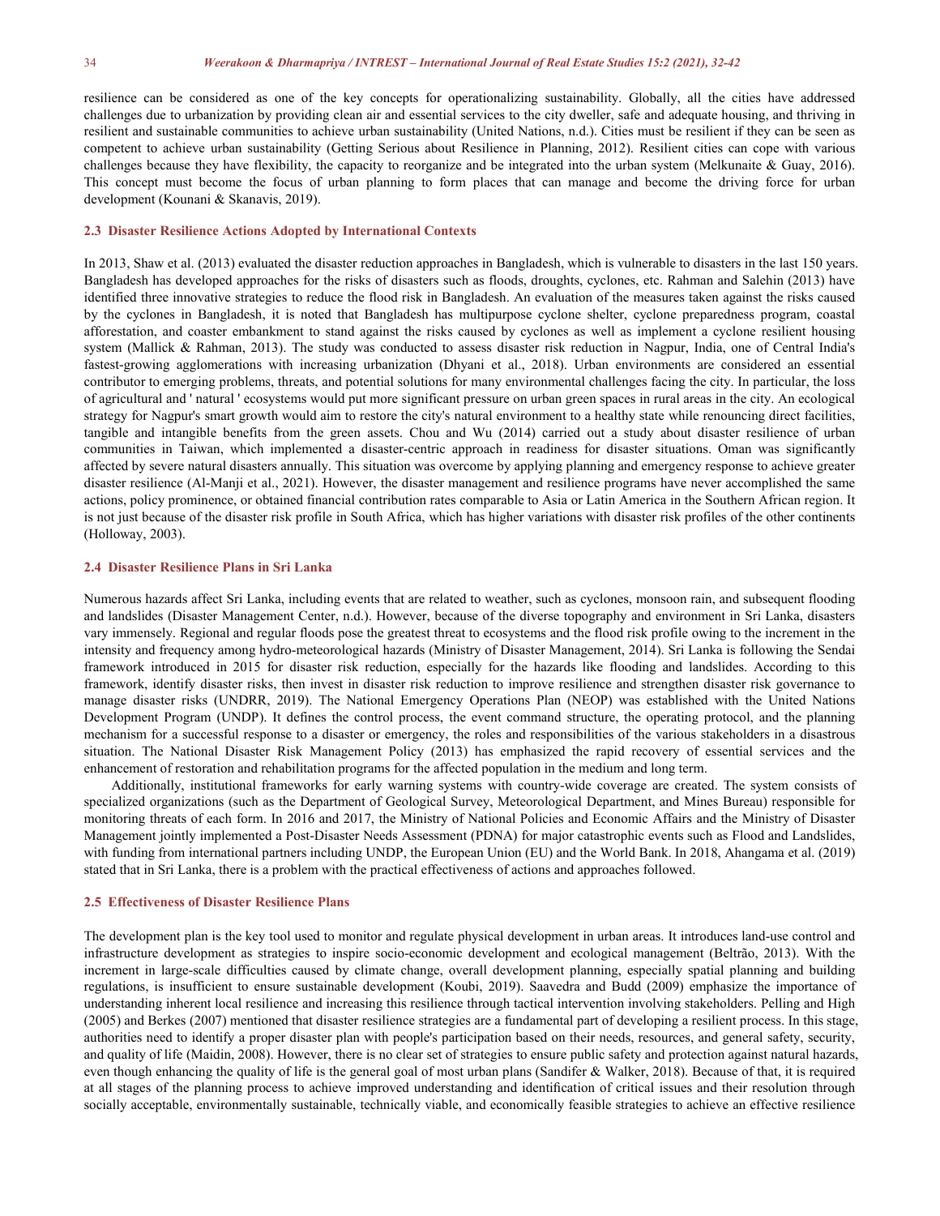resilience can be considered as one of the key concepts for operationalizing sustainability. Globally, all the cities have addressed challenges due to urbanization by providing clean air and essential services to the city dweller, safe and adequate housing, and thriving in resilient and sustainable communities to achieve urban sustainability (United Nations, n.d.). Cities must be resilient if they can be seen as competent to achieve urban sustainability (Getting Serious about Resilience in Planning, 2012). Resilient cities can cope with various challenges because they have flexibility, the capacity to reorganize and be integrated into the urban system (Melkunaite & Guay, 2016). This concept must become the focus of urban planning to form places that can manage and become the driving force for urban development (Kounani & Skanavis, 2019).

### 2.3 Disaster Resilience Actions Adopted by International Contexts

In 2013, Shaw et al. (2013) evaluated the disaster reduction approaches in Bangladesh, which is vulnerable to disasters in the last 150 years. Bangladesh has developed approaches for the risks of disasters such as floods, droughts, cyclones, etc. Rahman and Salehin (2013) have identified three innovative strategies to reduce the flood risk in Bangladesh. An evaluation of the measures taken against the risks caused by the cyclones in Bangladesh, it is noted that Bangladesh has multipurpose cyclone shelter, cyclone preparedness program, coastal afforestation, and coaster embankment to stand against the risks caused by cyclones as well as implement a cyclone resilient housing system (Mallick & Rahman, 2013). The study was conducted to assess disaster risk reduction in Nagpur, India, one of Central India's fastest-growing agglomerations with increasing urbanization (Dhyani et al., 2018). Urban environments are considered an essential contributor to emerging problems, threats, and potential solutions for many environmental challenges facing the city. In particular, the loss of agricultural and ' natural ' ecosystems would put more significant pressure on urban green spaces in rural areas in the city. An ecological strategy for Nagpur's smart growth would aim to restore the city's natural environment to a healthy state while renouncing direct facilities, tangible and intangible benefits from the green assets. Chou and Wu (2014) carried out a study about disaster resilience of urban communities in Taiwan, which implemented a disaster-centric approach in readiness for disaster situations. Oman was significantly affected by severe natural disasters annually. This situation was overcome by applying planning and emergency response to achieve greater disaster resilience (Al-Manji et al., 2021). However, the disaster management and resilience programs have never accomplished the same actions, policy prominence, or obtained financial contribution rates comparable to Asia or Latin America in the Southern African region. It is not just because of the disaster risk profile in South Africa, which has higher variations with disaster risk profiles of the other continents (Holloway, 2003).

### 2.4 Disaster Resilience Plans in Sri Lanka

Numerous hazards affect Sri Lanka, including events that are related to weather, such as cyclones, monsoon rain, and subsequent flooding and landslides (Disaster Management Center, n.d.). However, because of the diverse topography and environment in Sri Lanka, disasters vary immensely. Regional and regular floods pose the greatest threat to ecosystems and the flood risk profile owing to the increment in the intensity and frequency among hydro-meteorological hazards (Ministry of Disaster Management, 2014). Sri Lanka is following the Sendai framework introduced in 2015 for disaster risk reduction, especially for the hazards like flooding and landslides. According to this framework, identify disaster risks, then invest in disaster risk reduction to improve resilience and strengthen disaster risk governance to manage disaster risks (UNDRR, 2019). The National Emergency Operations Plan (NEOP) was established with the United Nations Development Program (UNDP). It defines the control process, the event command structure, the operating protocol, and the planning mechanism for a successful response to a disaster or emergency, the roles and responsibilities of the various stakeholders in a disastrous situation. The National Disaster Risk Management Policy (2013) has emphasized the rapid recovery of essential services and the enhancement of restoration and rehabilitation programs for the affected population in the medium and long term.

Additionally, institutional frameworks for early warning systems with country-wide coverage are created. The system consists of specialized organizations (such as the Department of Geological Survey, Meteorological Department, and Mines Bureau) responsible for monitoring threats of each form. In 2016 and 2017, the Ministry of National Policies and Economic Affairs and the Ministry of Disaster Management jointly implemented a Post-Disaster Needs Assessment (PDNA) for major catastrophic events such as Flood and Landslides, with funding from international partners including UNDP, the European Union (EU) and the World Bank. In 2018, Ahangama et al. (2019) stated that in Sri Lanka, there is a problem with the practical effectiveness of actions and approaches followed.

### 2.5 Effectiveness of Disaster Resilience Plans

The development plan is the key tool used to monitor and regulate physical development in urban areas. It introduces land-use control and infrastructure development as strategies to inspire socio-economic development and ecological management (Beltrão, 2013). With the increment in large-scale difficulties caused by climate change, overall development planning, especially spatial planning and building regulations, is insufficient to ensure sustainable development (Koubi, 2019). Saavedra and Budd (2009) emphasize the importance of understanding inherent local resilience and increasing this resilience through tactical intervention involving stakeholders. Pelling and High (2005) and Berkes (2007) mentioned that disaster resilience strategies are a fundamental part of developing a resilient process. In this stage, authorities need to identify a proper disaster plan with people's participation based on their needs, resources, and general safety, security, and quality of life (Maidin, 2008). However, there is no clear set of strategies to ensure public safety and protection against natural hazards, even though enhancing the quality of life is the general goal of most urban plans (Sandifer & Walker, 2018). Because of that, it is required at all stages of the planning process to achieve improved understanding and identification of critical issues and their resolution through socially acceptable, environmentally sustainable, technically viable, and economically feasible strategies to achieve an effective resilience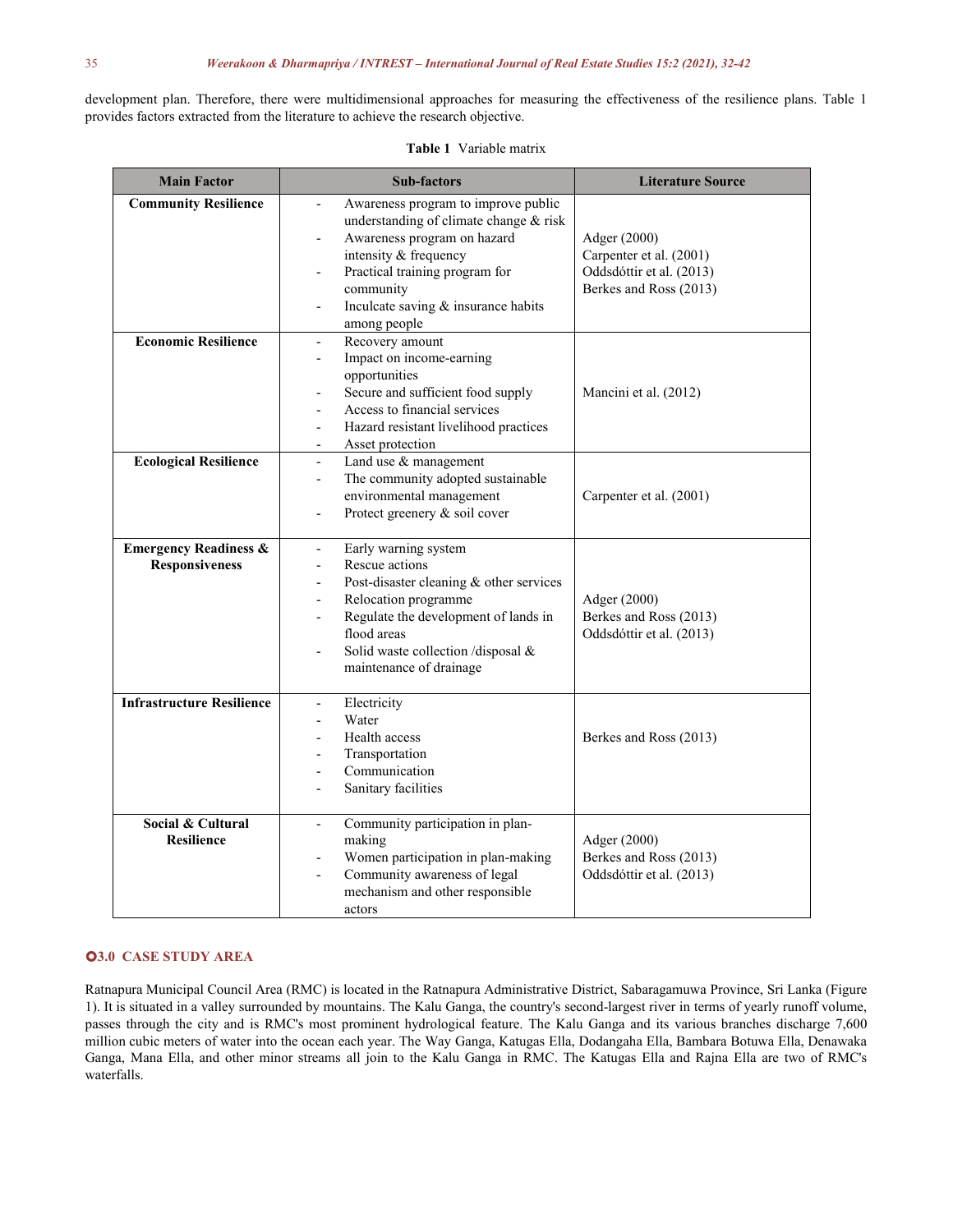development plan. Therefore, there were multidimensional approaches for measuring the effectiveness of the resilience plans. Table 1 provides factors extracted from the literature to achieve the research objective.

**Table 1** Variable matrix

| Main Factor | Sub-factors | Literature Source |
|---|---|---|
| **Community Resilience** | - Awareness program to improve public understanding of climate change & risk<br>- Awareness program on hazard intensity & frequency<br>- Practical training program for community<br>- Inculcate saving & insurance habits among people | Adger (2000)<br>Carpenter et al. (2001)<br>Oddsdóttir et al. (2013)<br>Berkes and Ross (2013) |
| **Economic Resilience** | - Recovery amount<br>- Impact on income-earning opportunities<br>- Secure and sufficient food supply<br>- Access to financial services<br>- Hazard resistant livelihood practices<br>- Asset protection | Mancini et al. (2012) |
| **Ecological Resilience** | - Land use & management<br>- The community adopted sustainable environmental management<br>- Protect greenery & soil cover | Carpenter et al. (2001) |
| **Emergency Readiness & Responsiveness** | - Early warning system<br>- Rescue actions<br>- Post-disaster cleaning & other services<br>- Relocation programme<br>- Regulate the development of lands in flood areas<br>- Solid waste collection /disposal & maintenance of drainage | Adger (2000)<br>Berkes and Ross (2013)<br>Oddsdóttir et al. (2013) |
| **Infrastructure Resilience** | - Electricity<br>- Water<br>- Health access<br>- Transportation<br>- Communication<br>- Sanitary facilities | Berkes and Ross (2013) |
| **Social & Cultural Resilience** | - Community participation in plan-making<br>- Women participation in plan-making<br>- Community awareness of legal mechanism and other responsible actors | Adger (2000)<br>Berkes and Ross (2013)<br>Oddsdóttir et al. (2013) |

## 3.0 CASE STUDY AREA

Ratnapura Municipal Council Area (RMC) is located in the Ratnapura Administrative District, Sabaragamuwa Province, Sri Lanka (Figure 1). It is situated in a valley surrounded by mountains. The Kalu Ganga, the country's second-largest river in terms of yearly runoff volume, passes through the city and is RMC's most prominent hydrological feature. The Kalu Ganga and its various branches discharge 7,600 million cubic meters of water into the ocean each year. The Way Ganga, Katugas Ella, Dodangaha Ella, Bambara Botuwa Ella, Denawaka Ganga, Mana Ella, and other minor streams all join to the Kalu Ganga in RMC. The Katugas Ella and Rajna Ella are two of RMC's waterfalls.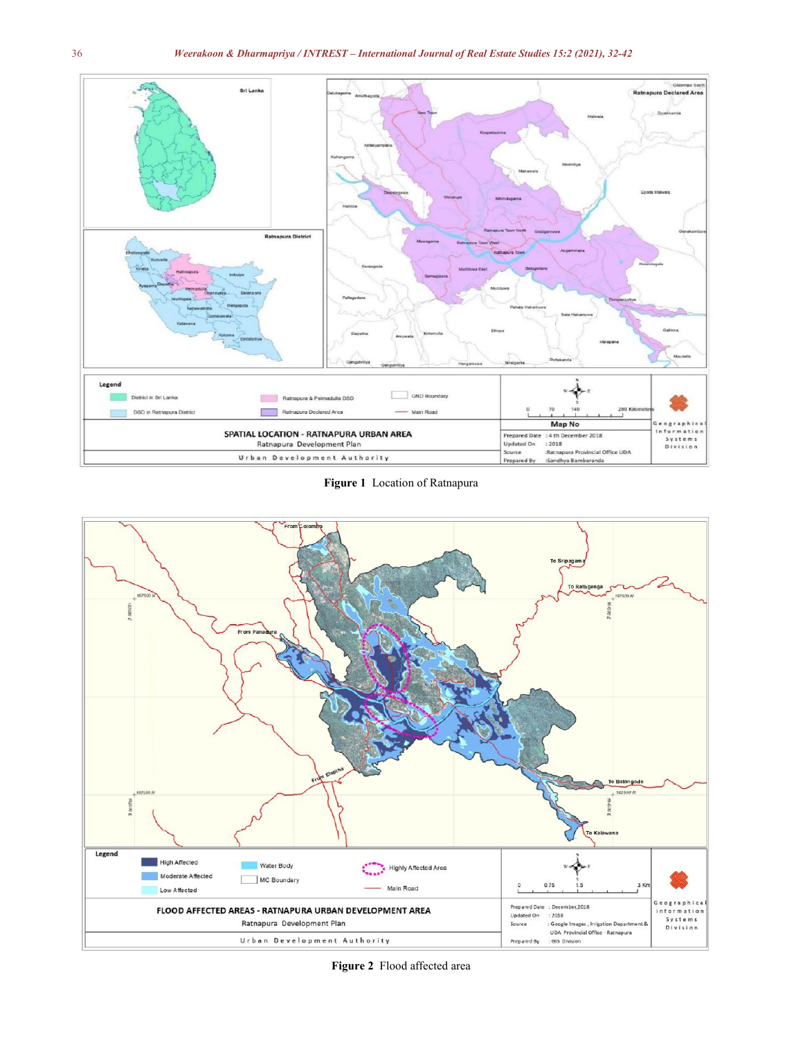**Figure 1** Location of Ratnapura

**Figure 2** Flood affected area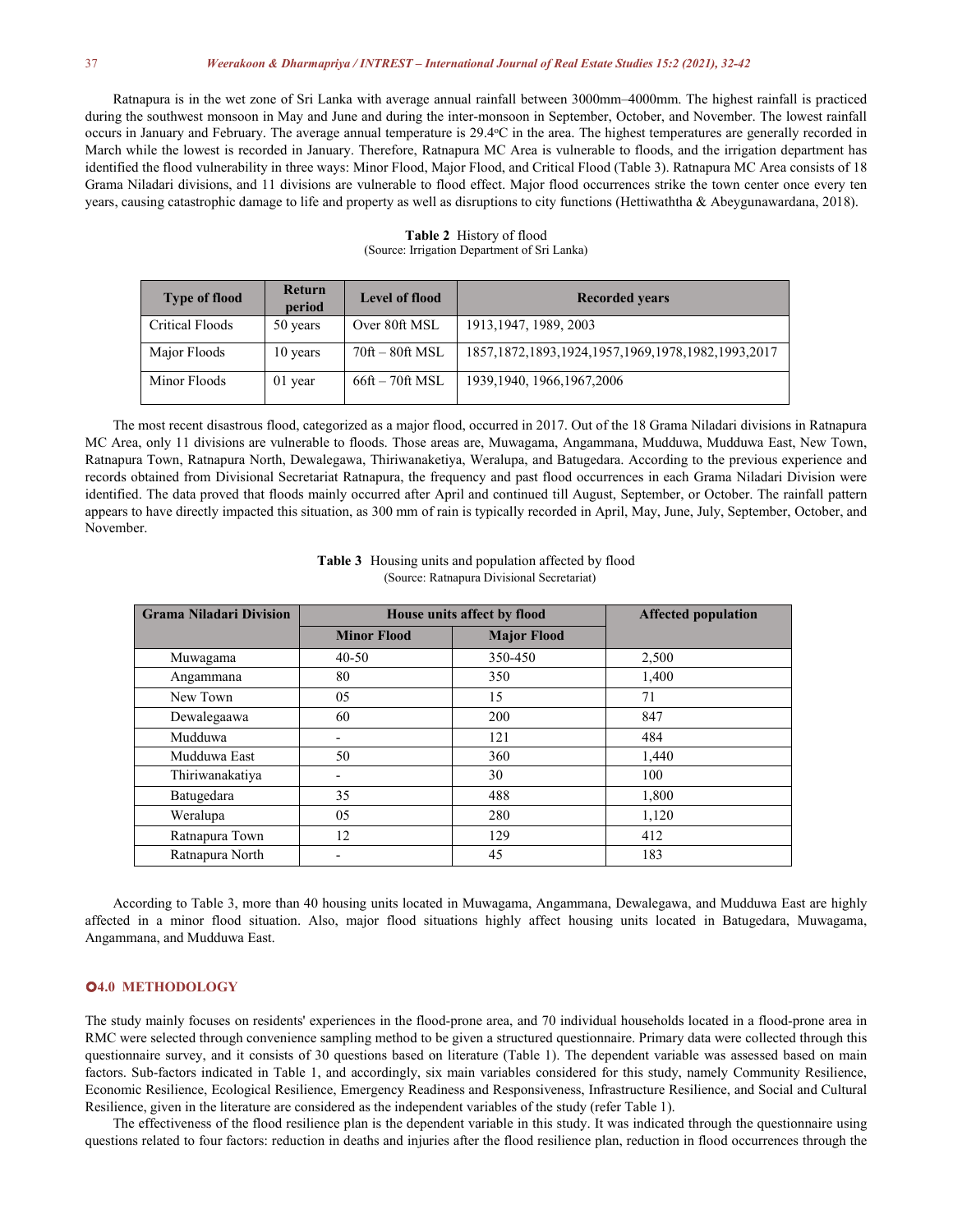Ratnapura is in the wet zone of Sri Lanka with average annual rainfall between 3000mm–4000mm. The highest rainfall is practiced during the southwest monsoon in May and June and during the inter-monsoon in September, October, and November. The lowest rainfall occurs in January and February. The average annual temperature is 29.4°C in the area. The highest temperatures are generally recorded in March while the lowest is recorded in January. Therefore, Ratnapura MC Area is vulnerable to floods, and the irrigation department has identified the flood vulnerability in three ways: Minor Flood, Major Flood, and Critical Flood (Table 3). Ratnapura MC Area consists of 18 Grama Niladari divisions, and 11 divisions are vulnerable to flood effect. Major flood occurrences strike the town center once every ten years, causing catastrophic damage to life and property as well as disruptions to city functions (Hettiwaththa & Abeygunawardana, 2018).

**Table 2** History of flood
(Source: Irrigation Department of Sri Lanka)

| Type of flood | Return period | Level of flood | Recorded years |
|---|---|---|---|
| Critical Floods | 50 years | Over 80ft MSL | 1913,1947, 1989, 2003 |
| Major Floods | 10 years | 70ft – 80ft MSL | 1857,1872,1893,1924,1957,1969,1978,1982,1993,2017 |
| Minor Floods | 01 year | 66ft – 70ft MSL | 1939,1940, 1966,1967,2006 |

The most recent disastrous flood, categorized as a major flood, occurred in 2017. Out of the 18 Grama Niladari divisions in Ratnapura MC Area, only 11 divisions are vulnerable to floods. Those areas are, Muwagama, Angammana, Mudduwa, Mudduwa East, New Town, Ratnapura Town, Ratnapura North, Dewalegawa, Thiriwanaketiya, Weralupa, and Batugedara. According to the previous experience and records obtained from Divisional Secretariat Ratnapura, the frequency and past flood occurrences in each Grama Niladari Division were identified. The data proved that floods mainly occurred after April and continued till August, September, or October. The rainfall pattern appears to have directly impacted this situation, as 300 mm of rain is typically recorded in April, May, June, July, September, October, and November.

**Table 3** Housing units and population affected by flood
(Source: Ratnapura Divisional Secretariat)

| Grama Niladari Division | House units affect by flood | | Affected population |
|---|---|---|---|
| | Minor Flood | Major Flood | |
| Muwagama | 40-50 | 350-450 | 2,500 |
| Angammana | 80 | 350 | 1,400 |
| New Town | 05 | 15 | 71 |
| Dewalegaawa | 60 | 200 | 847 |
| Mudduwa | - | 121 | 484 |
| Mudduwa East | 50 | 360 | 1,440 |
| Thiriwanakatiya | - | 30 | 100 |
| Batugedara | 35 | 488 | 1,800 |
| Weralupa | 05 | 280 | 1,120 |
| Ratnapura Town | 12 | 129 | 412 |
| Ratnapura North | - | 45 | 183 |

According to Table 3, more than 40 housing units located in Muwagama, Angammana, Dewalegawa, and Mudduwa East are highly affected in a minor flood situation. Also, major flood situations highly affect housing units located in Batugedara, Muwagama, Angammana, and Mudduwa East.

## 4.0 METHODOLOGY

The study mainly focuses on residents' experiences in the flood-prone area, and 70 individual households located in a flood-prone area in RMC were selected through convenience sampling method to be given a structured questionnaire. Primary data were collected through this questionnaire survey, and it consists of 30 questions based on literature (Table 1). The dependent variable was assessed based on main factors. Sub-factors indicated in Table 1, and accordingly, six main variables considered for this study, namely Community Resilience, Economic Resilience, Ecological Resilience, Emergency Readiness and Responsiveness, Infrastructure Resilience, and Social and Cultural Resilience, given in the literature are considered as the independent variables of the study (refer Table 1).

The effectiveness of the flood resilience plan is the dependent variable in this study. It was indicated through the questionnaire using questions related to four factors: reduction in deaths and injuries after the flood resilience plan, reduction in flood occurrences through the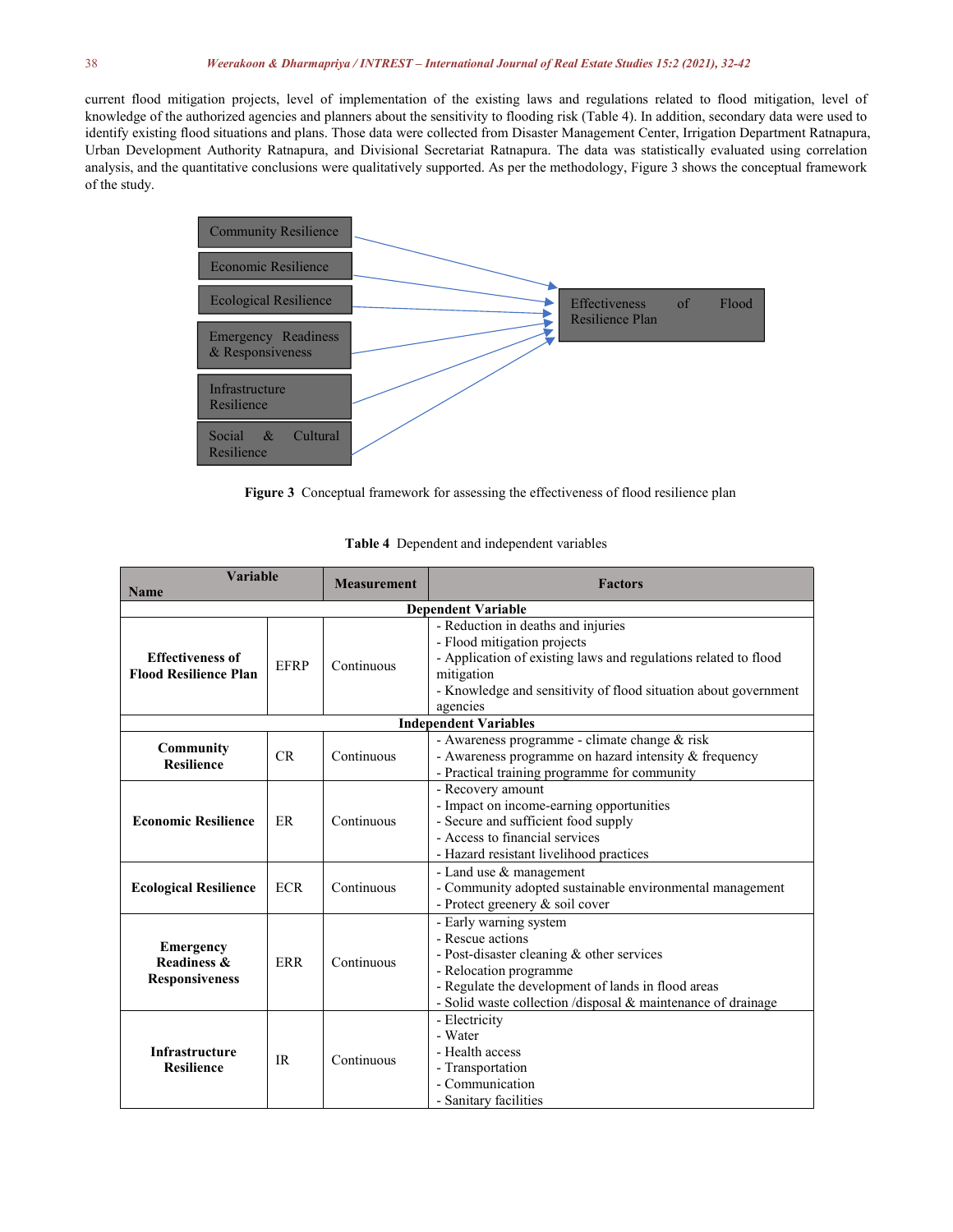current flood mitigation projects, level of implementation of the existing laws and regulations related to flood mitigation, level of knowledge of the authorized agencies and planners about the sensitivity to flooding risk (Table 4). In addition, secondary data were used to identify existing flood situations and plans. Those data were collected from Disaster Management Center, Irrigation Department Ratnapura, Urban Development Authority Ratnapura, and Divisional Secretariat Ratnapura. The data was statistically evaluated using correlation analysis, and the quantitative conclusions were qualitatively supported. As per the methodology, Figure 3 shows the conceptual framework of the study.

Community Resilience → Effectiveness of Flood Resilience Plan
Economic Resilience → Effectiveness of Flood Resilience Plan
Ecological Resilience → Effectiveness of Flood Resilience Plan
Emergency Readiness & Responsiveness → Effectiveness of Flood Resilience Plan
Infrastructure Resilience → Effectiveness of Flood Resilience Plan
Social & Cultural Resilience → Effectiveness of Flood Resilience Plan

**Figure 3** Conceptual framework for assessing the effectiveness of flood resilience plan

**Table 4** Dependent and independent variables

| Variable Name | | Measurement | Factors |
|---|---|---|---|
| **Dependent Variable** | | | |
| **Effectiveness of Flood Resilience Plan** | EFRP | Continuous | - Reduction in deaths and injuries<br>- Flood mitigation projects<br>- Application of existing laws and regulations related to flood mitigation<br>- Knowledge and sensitivity of flood situation about government agencies |
| **Independent Variables** | | | |
| **Community Resilience** | CR | Continuous | - Awareness programme - climate change & risk<br>- Awareness programme on hazard intensity & frequency<br>- Practical training programme for community |
| **Economic Resilience** | ER | Continuous | - Recovery amount<br>- Impact on income-earning opportunities<br>- Secure and sufficient food supply<br>- Access to financial services<br>- Hazard resistant livelihood practices |
| **Ecological Resilience** | ECR | Continuous | - Land use & management<br>- Community adopted sustainable environmental management<br>- Protect greenery & soil cover |
| **Emergency Readiness & Responsiveness** | ERR | Continuous | - Early warning system<br>- Rescue actions<br>- Post-disaster cleaning & other services<br>- Relocation programme<br>- Regulate the development of lands in flood areas<br>- Solid waste collection /disposal & maintenance of drainage |
| **Infrastructure Resilience** | IR | Continuous | - Electricity<br>- Water<br>- Health access<br>- Transportation<br>- Communication<br>- Sanitary facilities |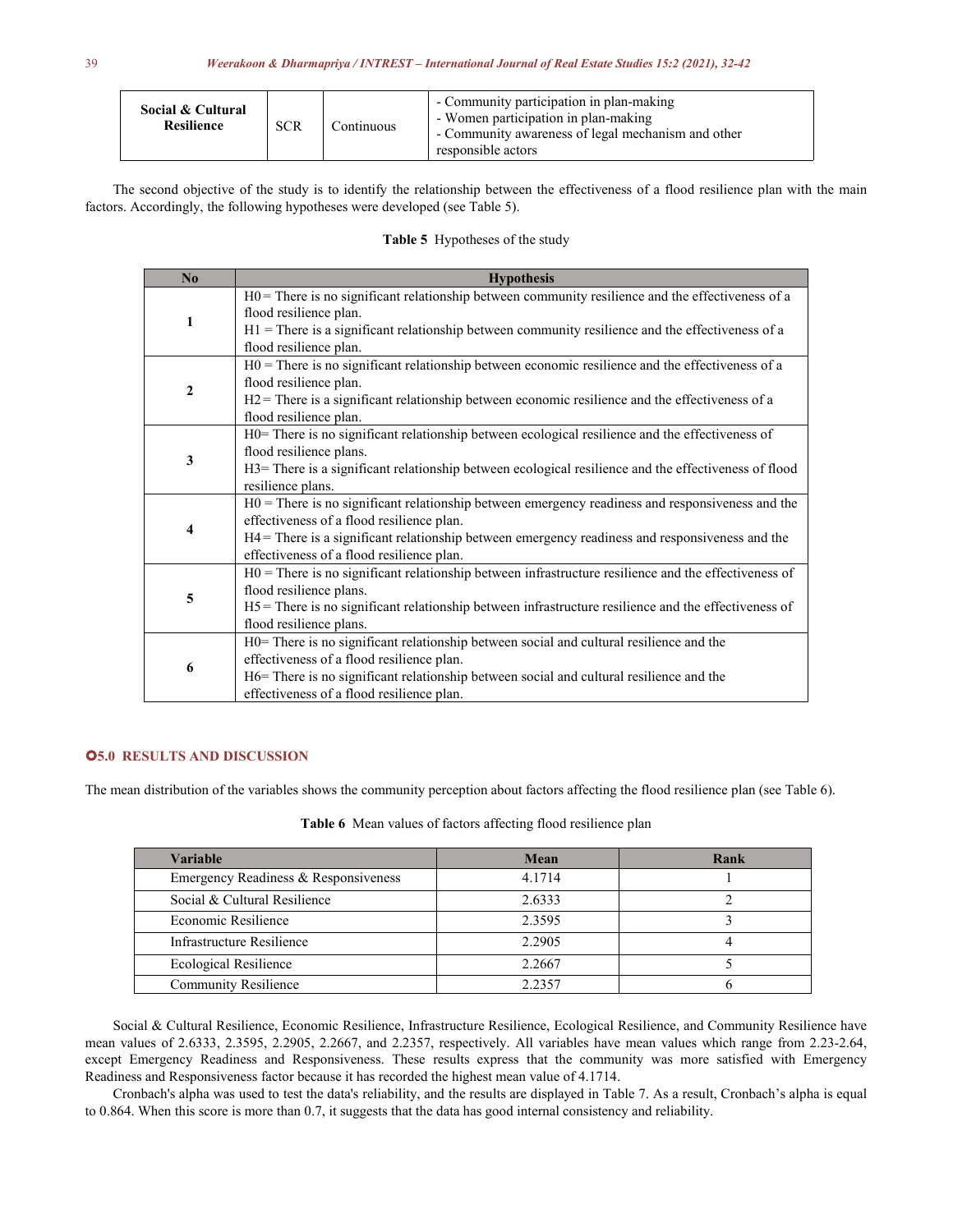| Social & Cultural Resilience | SCR | Continuous | - Community participation in plan-making<br>- Women participation in plan-making<br>- Community awareness of legal mechanism and other responsible actors |
|---|---|---|---|

The second objective of the study is to identify the relationship between the effectiveness of a flood resilience plan with the main factors. Accordingly, the following hypotheses were developed (see Table 5).

**Table 5** Hypotheses of the study

| No | Hypothesis |
|---|---|
| **1** | H0 = There is no significant relationship between community resilience and the effectiveness of a flood resilience plan.<br>H1 = There is a significant relationship between community resilience and the effectiveness of a flood resilience plan. |
| **2** | H0 = There is no significant relationship between economic resilience and the effectiveness of a flood resilience plan.<br>H2 = There is a significant relationship between economic resilience and the effectiveness of a flood resilience plan. |
| **3** | H0= There is no significant relationship between ecological resilience and the effectiveness of flood resilience plans.<br>H3= There is a significant relationship between ecological resilience and the effectiveness of flood resilience plans. |
| **4** | H0 = There is no significant relationship between emergency readiness and responsiveness and the effectiveness of a flood resilience plan.<br>H4 = There is a significant relationship between emergency readiness and responsiveness and the effectiveness of a flood resilience plan. |
| **5** | H0 = There is no significant relationship between infrastructure resilience and the effectiveness of flood resilience plans.<br>H5 = There is no significant relationship between infrastructure resilience and the effectiveness of flood resilience plans. |
| **6** | H0= There is no significant relationship between social and cultural resilience and the effectiveness of a flood resilience plan.<br>H6= There is no significant relationship between social and cultural resilience and the effectiveness of a flood resilience plan. |

## 5.0 RESULTS AND DISCUSSION

The mean distribution of the variables shows the community perception about factors affecting the flood resilience plan (see Table 6).

**Table 6** Mean values of factors affecting flood resilience plan

| Variable | Mean | Rank |
|---|---|---|
| Emergency Readiness & Responsiveness | 4.1714 | 1 |
| Social & Cultural Resilience | 2.6333 | 2 |
| Economic Resilience | 2.3595 | 3 |
| Infrastructure Resilience | 2.2905 | 4 |
| Ecological Resilience | 2.2667 | 5 |
| Community Resilience | 2.2357 | 6 |

Social & Cultural Resilience, Economic Resilience, Infrastructure Resilience, Ecological Resilience, and Community Resilience have mean values of 2.6333, 2.3595, 2.2905, 2.2667, and 2.2357, respectively. All variables have mean values which range from 2.23-2.64, except Emergency Readiness and Responsiveness. These results express that the community was more satisfied with Emergency Readiness and Responsiveness factor because it has recorded the highest mean value of 4.1714.

Cronbach's alpha was used to test the data's reliability, and the results are displayed in Table 7. As a result, Cronbach's alpha is equal to 0.864. When this score is more than 0.7, it suggests that the data has good internal consistency and reliability.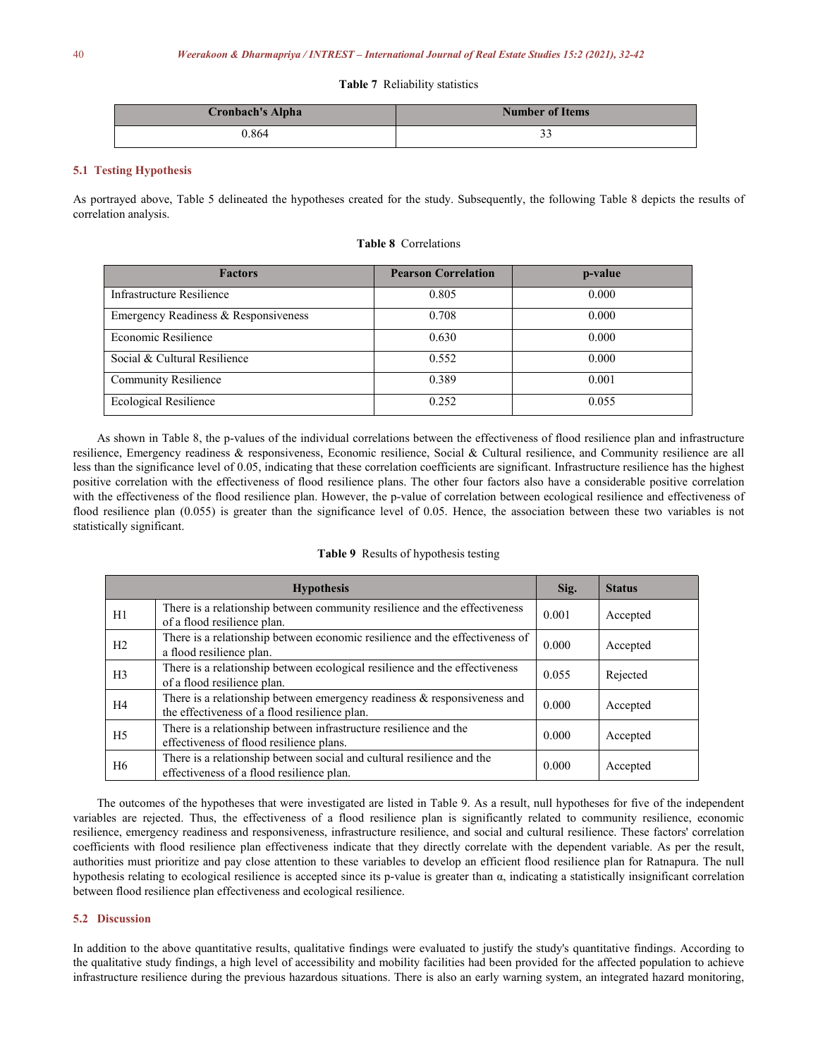**Table 7** Reliability statistics

| Cronbach's Alpha | Number of Items |
|---|---|
| 0.864 | 33 |

## 5.1 Testing Hypothesis

As portrayed above, Table 5 delineated the hypotheses created for the study. Subsequently, the following Table 8 depicts the results of correlation analysis.

**Table 8** Correlations

| Factors | Pearson Correlation | p-value |
|---|---|---|
| Infrastructure Resilience | 0.805 | 0.000 |
| Emergency Readiness & Responsiveness | 0.708 | 0.000 |
| Economic Resilience | 0.630 | 0.000 |
| Social & Cultural Resilience | 0.552 | 0.000 |
| Community Resilience | 0.389 | 0.001 |
| Ecological Resilience | 0.252 | 0.055 |

As shown in Table 8, the p-values of the individual correlations between the effectiveness of flood resilience plan and infrastructure resilience, Emergency readiness & responsiveness, Economic resilience, Social & Cultural resilience, and Community resilience are all less than the significance level of 0.05, indicating that these correlation coefficients are significant. Infrastructure resilience has the highest positive correlation with the effectiveness of flood resilience plans. The other four factors also have a considerable positive correlation with the effectiveness of the flood resilience plan. However, the p-value of correlation between ecological resilience and effectiveness of flood resilience plan (0.055) is greater than the significance level of 0.05. Hence, the association between these two variables is not statistically significant.

**Table 9** Results of hypothesis testing

| Hypothesis | | Sig. | Status |
|---|---|---|---|
| H1 | There is a relationship between community resilience and the effectiveness of a flood resilience plan. | 0.001 | Accepted |
| H2 | There is a relationship between economic resilience and the effectiveness of a flood resilience plan. | 0.000 | Accepted |
| H3 | There is a relationship between ecological resilience and the effectiveness of a flood resilience plan. | 0.055 | Rejected |
| H4 | There is a relationship between emergency readiness & responsiveness and the effectiveness of a flood resilience plan. | 0.000 | Accepted |
| H5 | There is a relationship between infrastructure resilience and the effectiveness of flood resilience plans. | 0.000 | Accepted |
| H6 | There is a relationship between social and cultural resilience and the effectiveness of a flood resilience plan. | 0.000 | Accepted |

The outcomes of the hypotheses that were investigated are listed in Table 9. As a result, null hypotheses for five of the independent variables are rejected. Thus, the effectiveness of a flood resilience plan is significantly related to community resilience, economic resilience, emergency readiness and responsiveness, infrastructure resilience, and social and cultural resilience. These factors' correlation coefficients with flood resilience plan effectiveness indicate that they directly correlate with the dependent variable. As per the result, authorities must prioritize and pay close attention to these variables to develop an efficient flood resilience plan for Ratnapura. The null hypothesis relating to ecological resilience is accepted since its p-value is greater than α, indicating a statistically insignificant correlation between flood resilience plan effectiveness and ecological resilience.

## 5.2 Discussion

In addition to the above quantitative results, qualitative findings were evaluated to justify the study's quantitative findings. According to the qualitative study findings, a high level of accessibility and mobility facilities had been provided for the affected population to achieve infrastructure resilience during the previous hazardous situations. There is also an early warning system, an integrated hazard monitoring,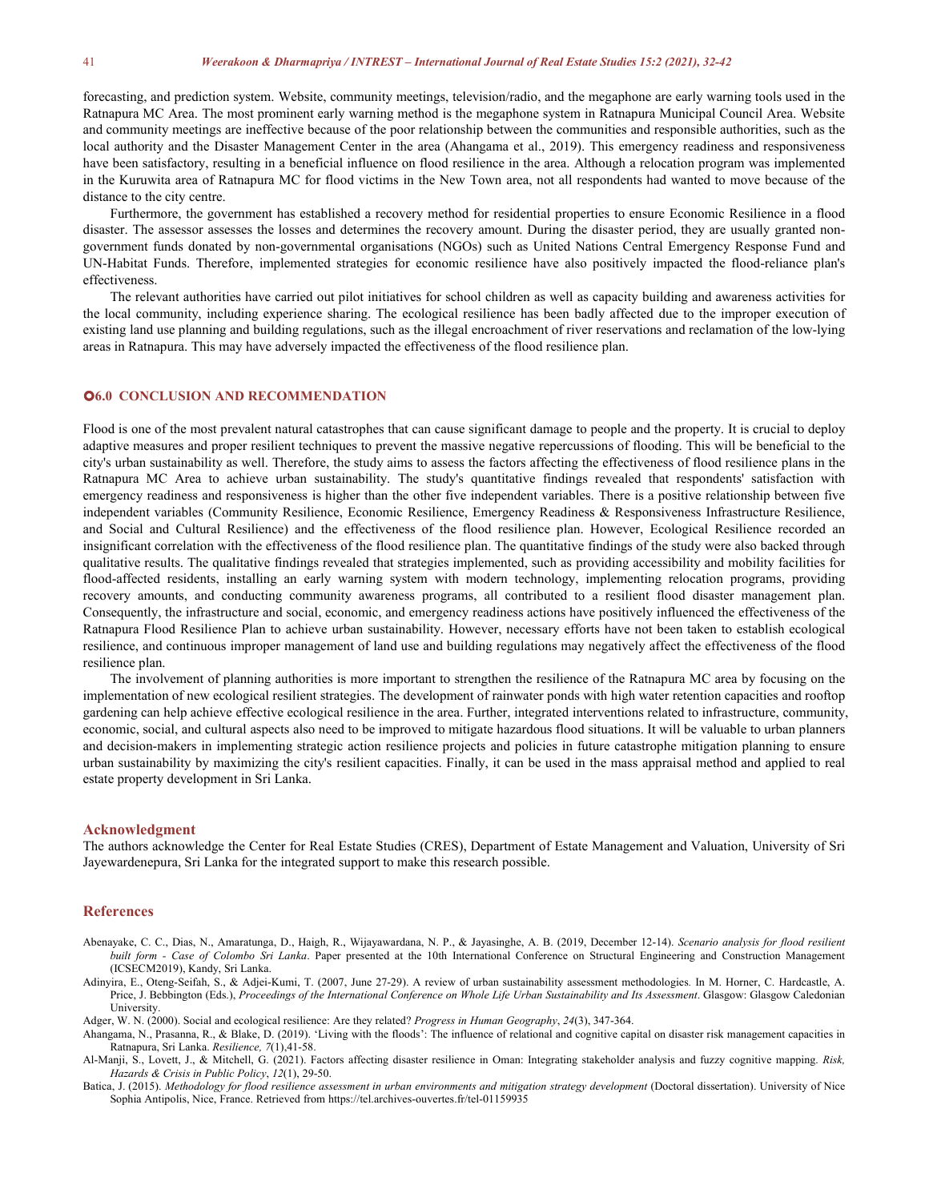forecasting, and prediction system. Website, community meetings, television/radio, and the megaphone are early warning tools used in the Ratnapura MC Area. The most prominent early warning method is the megaphone system in Ratnapura Municipal Council Area. Website and community meetings are ineffective because of the poor relationship between the communities and responsible authorities, such as the local authority and the Disaster Management Center in the area (Ahangama et al., 2019). This emergency readiness and responsiveness have been satisfactory, resulting in a beneficial influence on flood resilience in the area. Although a relocation program was implemented in the Kuruwita area of Ratnapura MC for flood victims in the New Town area, not all respondents had wanted to move because of the distance to the city centre.

Furthermore, the government has established a recovery method for residential properties to ensure Economic Resilience in a flood disaster. The assessor assesses the losses and determines the recovery amount. During the disaster period, they are usually granted non-government funds donated by non-governmental organisations (NGOs) such as United Nations Central Emergency Response Fund and UN-Habitat Funds. Therefore, implemented strategies for economic resilience have also positively impacted the flood-reliance plan's effectiveness.

The relevant authorities have carried out pilot initiatives for school children as well as capacity building and awareness activities for the local community, including experience sharing. The ecological resilience has been badly affected due to the improper execution of existing land use planning and building regulations, such as the illegal encroachment of river reservations and reclamation of the low-lying areas in Ratnapura. This may have adversely impacted the effectiveness of the flood resilience plan.

## 6.0 CONCLUSION AND RECOMMENDATION

Flood is one of the most prevalent natural catastrophes that can cause significant damage to people and the property. It is crucial to deploy adaptive measures and proper resilient techniques to prevent the massive negative repercussions of flooding. This will be beneficial to the city's urban sustainability as well. Therefore, the study aims to assess the factors affecting the effectiveness of flood resilience plans in the Ratnapura MC Area to achieve urban sustainability. The study's quantitative findings revealed that respondents' satisfaction with emergency readiness and responsiveness is higher than the other five independent variables. There is a positive relationship between five independent variables (Community Resilience, Economic Resilience, Emergency Readiness & Responsiveness Infrastructure Resilience, and Social and Cultural Resilience) and the effectiveness of the flood resilience plan. However, Ecological Resilience recorded an insignificant correlation with the effectiveness of the flood resilience plan. The quantitative findings of the study were also backed through qualitative results. The qualitative findings revealed that strategies implemented, such as providing accessibility and mobility facilities for flood-affected residents, installing an early warning system with modern technology, implementing relocation programs, providing recovery amounts, and conducting community awareness programs, all contributed to a resilient flood disaster management plan. Consequently, the infrastructure and social, economic, and emergency readiness actions have positively influenced the effectiveness of the Ratnapura Flood Resilience Plan to achieve urban sustainability. However, necessary efforts have not been taken to establish ecological resilience, and continuous improper management of land use and building regulations may negatively affect the effectiveness of the flood resilience plan.

The involvement of planning authorities is more important to strengthen the resilience of the Ratnapura MC area by focusing on the implementation of new ecological resilient strategies. The development of rainwater ponds with high water retention capacities and rooftop gardening can help achieve effective ecological resilience in the area. Further, integrated interventions related to infrastructure, community, economic, social, and cultural aspects also need to be improved to mitigate hazardous flood situations. It will be valuable to urban planners and decision-makers in implementing strategic action resilience projects and policies in future catastrophe mitigation planning to ensure urban sustainability by maximizing the city's resilient capacities. Finally, it can be used in the mass appraisal method and applied to real estate property development in Sri Lanka.

## Acknowledgment

The authors acknowledge the Center for Real Estate Studies (CRES), Department of Estate Management and Valuation, University of Sri Jayewardenepura, Sri Lanka for the integrated support to make this research possible.

## References

Abenayake, C. C., Dias, N., Amaratunga, D., Haigh, R., Wijayawardana, N. P., & Jayasinghe, A. B. (2019, December 12-14). *Scenario analysis for flood resilient built form - Case of Colombo Sri Lanka*. Paper presented at the 10th International Conference on Structural Engineering and Construction Management (ICSECM2019), Kandy, Sri Lanka.

Adinyira, E., Oteng-Seifah, S., & Adjei-Kumi, T. (2007, June 27-29). A review of urban sustainability assessment methodologies. In M. Horner, C. Hardcastle, A. Price, J. Bebbington (Eds.), *Proceedings of the International Conference on Whole Life Urban Sustainability and Its Assessment*. Glasgow: Glasgow Caledonian University.

Adger, W. N. (2000). Social and ecological resilience: Are they related? *Progress in Human Geography*, *24*(3), 347-364.

Ahangama, N., Prasanna, R., & Blake, D. (2019). 'Living with the floods': The influence of relational and cognitive capital on disaster risk management capacities in Ratnapura, Sri Lanka. *Resilience, 7*(1),41-58.

Al-Manji, S., Lovett, J., & Mitchell, G. (2021). Factors affecting disaster resilience in Oman: Integrating stakeholder analysis and fuzzy cognitive mapping. *Risk, Hazards & Crisis in Public Policy*, *12*(1), 29-50.

Batica, J. (2015). *Methodology for flood resilience assessment in urban environments and mitigation strategy development* (Doctoral dissertation). University of Nice Sophia Antipolis, Nice, France. Retrieved from https://tel.archives-ouvertes.fr/tel-01159935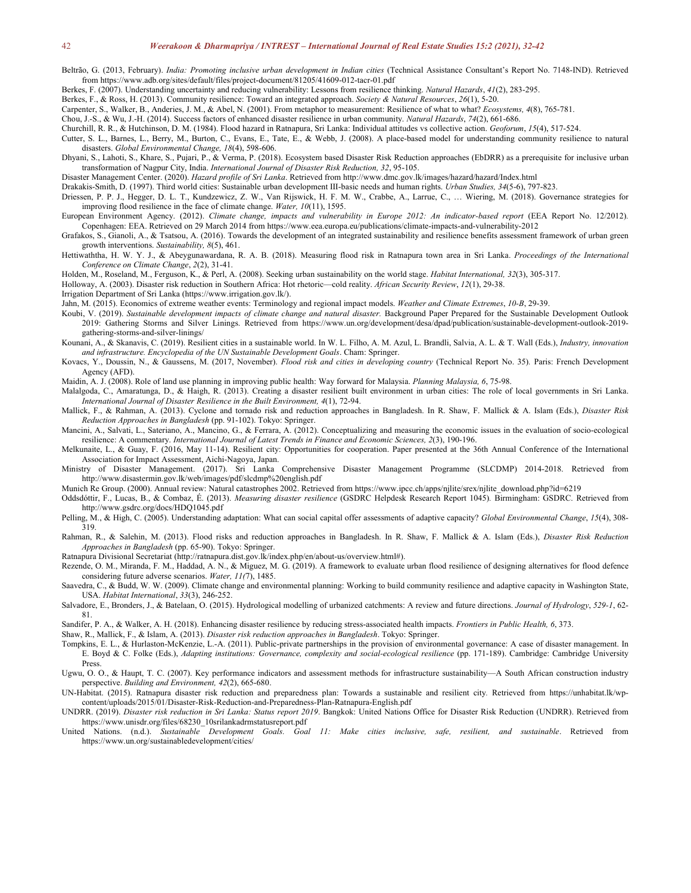Beltrão, G. (2013, February). *India: Promoting inclusive urban development in Indian cities* (Technical Assistance Consultant's Report No. 7148-IND). Retrieved from https://www.adb.org/sites/default/files/project-document/81205/41609-012-tacr-01.pdf

Berkes, F. (2007). Understanding uncertainty and reducing vulnerability: Lessons from resilience thinking. *Natural Hazards*, *41*(2), 283-295.

Berkes, F., & Ross, H. (2013). Community resilience: Toward an integrated approach. *Society & Natural Resources*, *26*(1), 5-20.

Carpenter, S., Walker, B., Anderies, J. M., & Abel, N. (2001). From metaphor to measurement: Resilience of what to what? *Ecosystems, 4*(8), 765-781.

Chou, J.-S., & Wu, J.-H. (2014). Success factors of enhanced disaster resilience in urban community. *Natural Hazards*, *74*(2), 661-686.

Churchill, R. R., & Hutchinson, D. M. (1984). Flood hazard in Ratnapura, Sri Lanka: Individual attitudes vs collective action. *Geoforum*, *15*(4), 517-524.

Cutter, S. L., Barnes, L., Berry, M., Burton, C., Evans, E., Tate, E., & Webb, J. (2008). A place-based model for understanding community resilience to natural disasters. *Global Environmental Change, 18*(4), 598-606.

Dhyani, S., Lahoti, S., Khare, S., Pujari, P., & Verma, P. (2018). Ecosystem based Disaster Risk Reduction approaches (EbDRR) as a prerequisite for inclusive urban transformation of Nagpur City, India. *International Journal of Disaster Risk Reduction, 32*, 95-105.

Disaster Management Center. (2020). *Hazard profile of Sri Lanka*. Retrieved from http://www.dmc.gov.lk/images/hazard/hazard/Index.html

Drakakis-Smith, D. (1997). Third world cities: Sustainable urban development III-basic needs and human rights. *Urban Studies, 34*(5-6), 797-823.

Driessen, P. P. J., Hegger, D. L. T., Kundzewicz, Z. W., Van Rijswick, H. F. M. W., Crabbe, A., Larrue, C., … Wiering, M. (2018). Governance strategies for improving flood resilience in the face of climate change. *Water, 10*(11), 1595.

European Environment Agency. (2012). *Climate change, impacts and vulnerability in Europe 2012: An indicator-based report* (EEA Report No. 12/2012). Copenhagen: EEA. Retrieved on 29 March 2014 from https://www.eea.europa.eu/publications/climate-impacts-and-vulnerability-2012

Grafakos, S., Gianoli, A., & Tsatsou, A. (2016). Towards the development of an integrated sustainability and resilience benefits assessment framework of urban green growth interventions. *Sustainability, 8*(5), 461.

Hettiwaththa, H. W. Y. J., & Abeygunawardana, R. A. B. (2018). Measuring flood risk in Ratnapura town area in Sri Lanka. *Proceedings of the International Conference on Climate Change*, *2*(2), 31-41.

Holden, M., Roseland, M., Ferguson, K., & Perl, A. (2008). Seeking urban sustainability on the world stage. *Habitat International, 32*(3), 305-317.

Holloway, A. (2003). Disaster risk reduction in Southern Africa: Hot rhetoric—cold reality. *African Security Review*, *12*(1), 29-38.

Irrigation Department of Sri Lanka (https://www.irrigation.gov.lk/).

Jahn, M. (2015). Economics of extreme weather events: Terminology and regional impact models. *Weather and Climate Extremes*, *10-B*, 29-39.

Koubi, V. (2019). *Sustainable development impacts of climate change and natural disaster.* Background Paper Prepared for the Sustainable Development Outlook 2019: Gathering Storms and Silver Linings. Retrieved from https://www.un.org/development/desa/dpad/publication/sustainable-development-outlook-2019-gathering-storms-and-silver-linings/

Kounani, A., & Skanavis, C. (2019). Resilient cities in a sustainable world. In W. L. Filho, A. M. Azul, L. Brandli, Salvia, A. L. & T. Wall (Eds.), *Industry, innovation and infrastructure. Encyclopedia of the UN Sustainable Development Goals*. Cham: Springer.

Kovacs, Y., Doussin, N., & Gaussens, M. (2017, November). *Flood risk and cities in developing country* (Technical Report No. 35)*.* Paris: French Development Agency (AFD).

Maidin, A. J. (2008). Role of land use planning in improving public health: Way forward for Malaysia. *Planning Malaysia, 6*, 75-98.

Malalgoda, C., Amaratunga, D., & Haigh, R. (2013). Creating a disaster resilient built environment in urban cities: The role of local governments in Sri Lanka. *International Journal of Disaster Resilience in the Built Environment, 4*(1), 72-94.

Mallick, F., & Rahman, A. (2013). Cyclone and tornado risk and reduction approaches in Bangladesh. In R. Shaw, F. Mallick & A. Islam (Eds.), *Disaster Risk Reduction Approaches in Bangladesh* (pp. 91-102). Tokyo: Springer.

Mancini, A., Salvati, L., Sateriano, A., Mancino, G., & Ferrara, A. (2012). Conceptualizing and measuring the economic issues in the evaluation of socio-ecological resilience: A commentary. *International Journal of Latest Trends in Finance and Economic Sciences, 2*(3), 190-196.

Melkunaite, L., & Guay, F. (2016, May 11-14). Resilient city: Opportunities for cooperation. Paper presented at the 36th Annual Conference of the International Association for Impact Assessment, Aichi-Nagoya, Japan.

Ministry of Disaster Management. (2017). Sri Lanka Comprehensive Disaster Management Programme (SLCDMP) 2014-2018. Retrieved from http://www.disastermin.gov.lk/web/images/pdf/slcdmp%20english.pdf

Munich Re Group. (2000). Annual review: Natural catastrophes 2002. Retrieved from https://www.ipcc.ch/apps/njlite/srex/njlite_download.php?id=6219

Oddsdóttir, F., Lucas, B., & Combaz, É. (2013). *Measuring disaster resilience* (GSDRC Helpdesk Research Report 1045)*.* Birmingham: GSDRC. Retrieved from http://www.gsdrc.org/docs/HDQ1045.pdf

Pelling, M., & High, C. (2005). Understanding adaptation: What can social capital offer assessments of adaptive capacity? *Global Environmental Change*, *15*(4), 308-319.

Rahman, R., & Salehin, M. (2013). Flood risks and reduction approaches in Bangladesh. In R. Shaw, F. Mallick & A. Islam (Eds.), *Disaster Risk Reduction Approaches in Bangladesh* (pp. 65-90). Tokyo: Springer.

Ratnapura Divisional Secretariat (http://ratnapura.dist.gov.lk/index.php/en/about-us/overview.html#).

Rezende, O. M., Miranda, F. M., Haddad, A. N., & Miguez, M. G. (2019). A framework to evaluate urban flood resilience of designing alternatives for flood defence considering future adverse scenarios. *Water, 11(*7), 1485.

Saavedra, C., & Budd, W. W. (2009). Climate change and environmental planning: Working to build community resilience and adaptive capacity in Washington State, USA. *Habitat International*, *33*(3), 246-252.

Salvadore, E., Bronders, J., & Batelaan, O. (2015). Hydrological modelling of urbanized catchments: A review and future directions. *Journal of Hydrology*, *529-1*, 62-81.

Sandifer, P. A., & Walker, A. H. (2018). Enhancing disaster resilience by reducing stress-associated health impacts. *Frontiers in Public Health, 6*, 373.

Shaw, R., Mallick, F., & Islam, A. (2013). *Disaster risk reduction approaches in Bangladesh*. Tokyo: Springer.

Tompkins, E. L., & Hurlaston-McKenzie, L.-A. (2011). Public-private partnerships in the provision of environmental governance: A case of disaster management. In E. Boyd & C. Folke (Eds.), *Adapting institutions: Governance, complexity and social-ecological resilience* (pp. 171-189). Cambridge: Cambridge University Press.

Ugwu, O. O., & Haupt, T. C. (2007). Key performance indicators and assessment methods for infrastructure sustainability—A South African construction industry perspective. *Building and Environment, 42*(2), 665-680.

UN-Habitat. (2015). Ratnapura disaster risk reduction and preparedness plan: Towards a sustainable and resilient city*.* Retrieved from https://unhabitat.lk/wp-content/uploads/2015/01/Disaster-Risk-Reduction-and-Preparedness-Plan-Ratnapura-English.pdf

UNDRR. (2019). *Disaster risk reduction in Sri Lanka: Status report 2019*. Bangkok: United Nations Office for Disaster Risk Reduction (UNDRR). Retrieved from https://www.unisdr.org/files/68230_10srilankadrmstatusreport.pdf

United Nations. (n.d.). *Sustainable Development Goals. Goal 11: Make cities inclusive, safe, resilient, and sustainable*. Retrieved from https://www.un.org/sustainabledevelopment/cities/